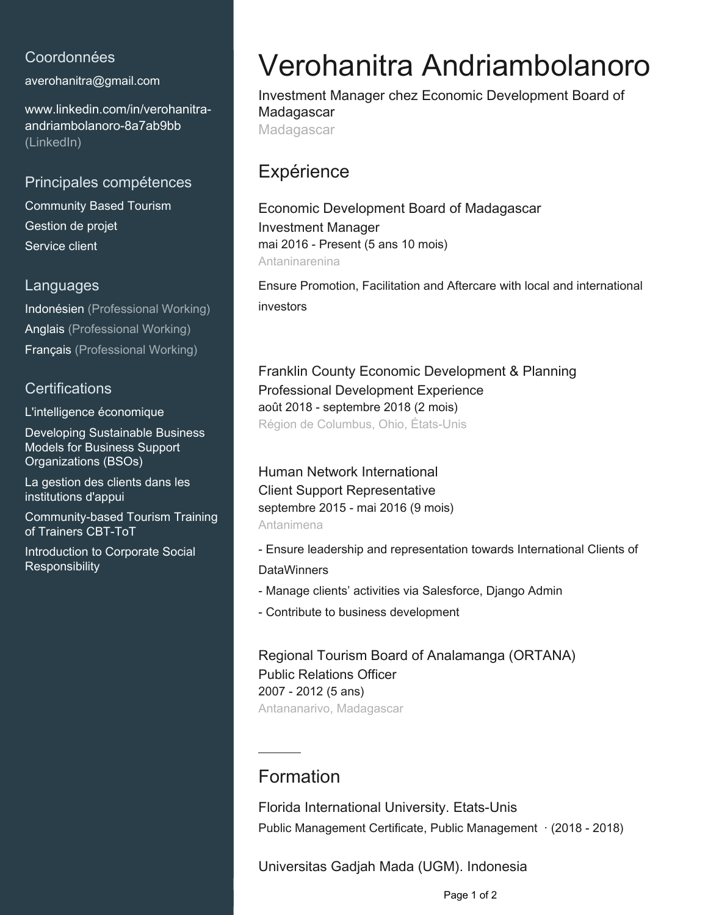## Coordonnées

averohanitra@gmail.com

www.linkedin.com/in/verohanitra-andriambolanoro-8a7ab9bb (LinkedIn)

## Principales compétences

Community Based Tourism

Gestion de projet

Service client

## Languages

Indonésien (Professional Working)

Anglais (Professional Working)

Français (Professional Working)

## Certifications

L'intelligence économique

Developing Sustainable Business Models for Business Support Organizations (BSOs)

La gestion des clients dans les institutions d'appui

Community-based Tourism Training of Trainers CBT-ToT

Introduction to Corporate Social Responsibility

# Verohanitra Andriambolanoro

Investment Manager chez Economic Development Board of Madagascar

Madagascar

## Expérience

### Economic Development Board of Madagascar

Investment Manager

mai 2016 - Present (5 ans 10 mois)

Antaninarenina

Ensure Promotion, Facilitation and Aftercare with local and international investors

### Franklin County Economic Development & Planning

Professional Development Experience

août 2018 - septembre 2018 (2 mois)

Région de Columbus, Ohio, États-Unis

### Human Network International

Client Support Representative

septembre 2015 - mai 2016 (9 mois)

Antanimena

- Ensure leadership and representation towards International Clients of DataWinners
- Manage clients' activities via Salesforce, Django Admin
- Contribute to business development

### Regional Tourism Board of Analamanga (ORTANA)

Public Relations Officer

2007 - 2012 (5 ans)

Antananarivo, Madagascar

## Formation

### Florida International University. Etats-Unis

Public Management Certificate, Public Management · (2018 - 2018)

### Universitas Gadjah Mada (UGM). Indonesia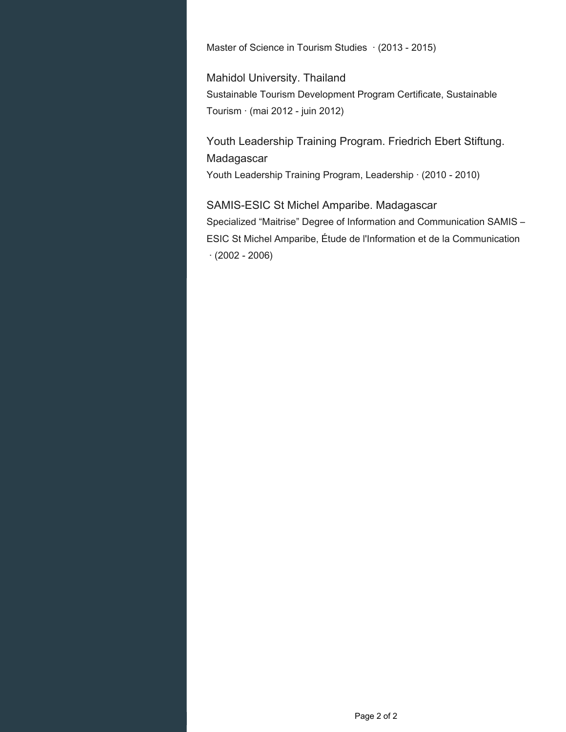Master of Science in Tourism Studies · (2013 - 2015)

### Mahidol University. Thailand

Sustainable Tourism Development Program Certificate, Sustainable Tourism · (mai 2012 - juin 2012)

### Youth Leadership Training Program. Friedrich Ebert Stiftung. Madagascar

Youth Leadership Training Program, Leadership · (2010 - 2010)

### SAMIS-ESIC St Michel Amparibe. Madagascar

Specialized “Maitrise” Degree of Information and Communication SAMIS – ESIC St Michel Amparibe, Étude de l'Information et de la Communication · (2002 - 2006)